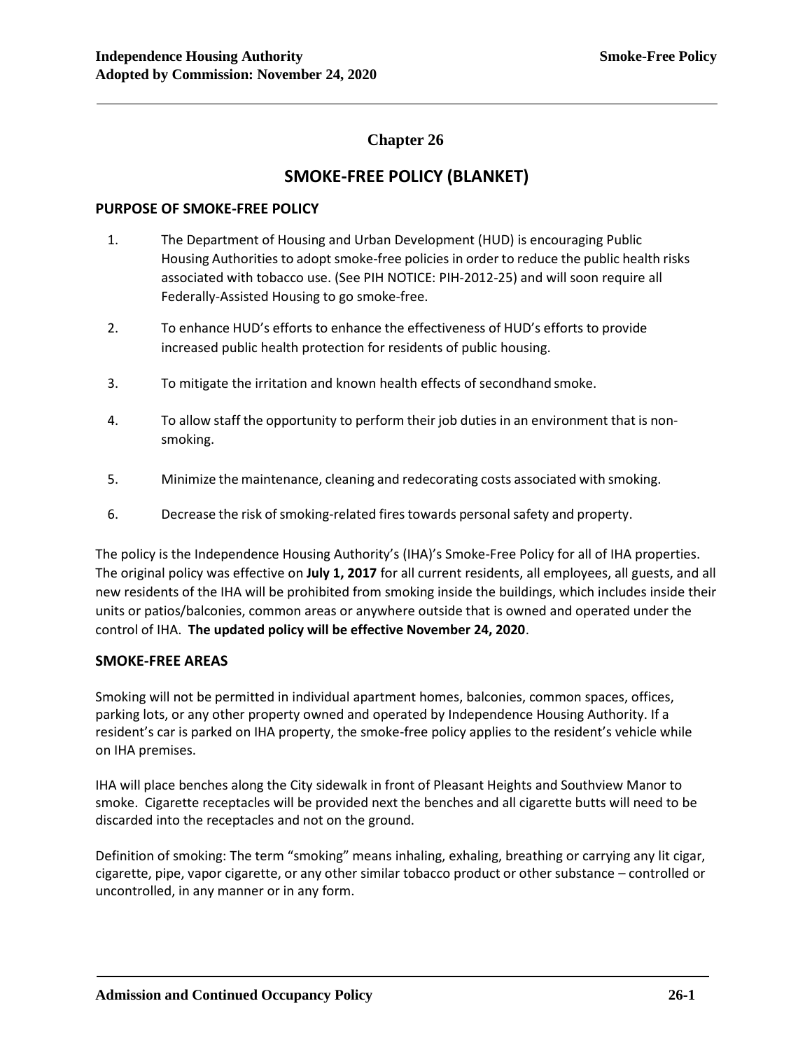# Chapter 26

## SMOKE-FREE POLICY (BLANKET)

### PURPOSE OF SMOKE-FREE POLICY

1. The Department of Housing and Urban Development (HUD) is encouraging Public Housing Authorities to adopt smoke-free policies in order to reduce the public health risks associated with tobacco use. (See PIH NOTICE: PIH-2012-25) and will soon require all Federally-Assisted Housing to go smoke-free.
2. To enhance HUD's efforts to enhance the effectiveness of HUD's efforts to provide increased public health protection for residents of public housing.
3. To mitigate the irritation and known health effects of secondhand smoke.
4. To allow staff the opportunity to perform their job duties in an environment that is non-smoking.
5. Minimize the maintenance, cleaning and redecorating costs associated with smoking.
6. Decrease the risk of smoking-related fires towards personal safety and property.

The policy is the Independence Housing Authority's (IHA)'s Smoke-Free Policy for all of IHA properties. The original policy was effective on **July 1, 2017** for all current residents, all employees, all guests, and all new residents of the IHA will be prohibited from smoking inside the buildings, which includes inside their units or patios/balconies, common areas or anywhere outside that is owned and operated under the control of IHA. **The updated policy will be effective November 24, 2020**.

### SMOKE-FREE AREAS

Smoking will not be permitted in individual apartment homes, balconies, common spaces, offices, parking lots, or any other property owned and operated by Independence Housing Authority. If a resident's car is parked on IHA property, the smoke-free policy applies to the resident's vehicle while on IHA premises.

IHA will place benches along the City sidewalk in front of Pleasant Heights and Southview Manor to smoke. Cigarette receptacles will be provided next the benches and all cigarette butts will need to be discarded into the receptacles and not on the ground.

Definition of smoking: The term "smoking" means inhaling, exhaling, breathing or carrying any lit cigar, cigarette, pipe, vapor cigarette, or any other similar tobacco product or other substance – controlled or uncontrolled, in any manner or in any form.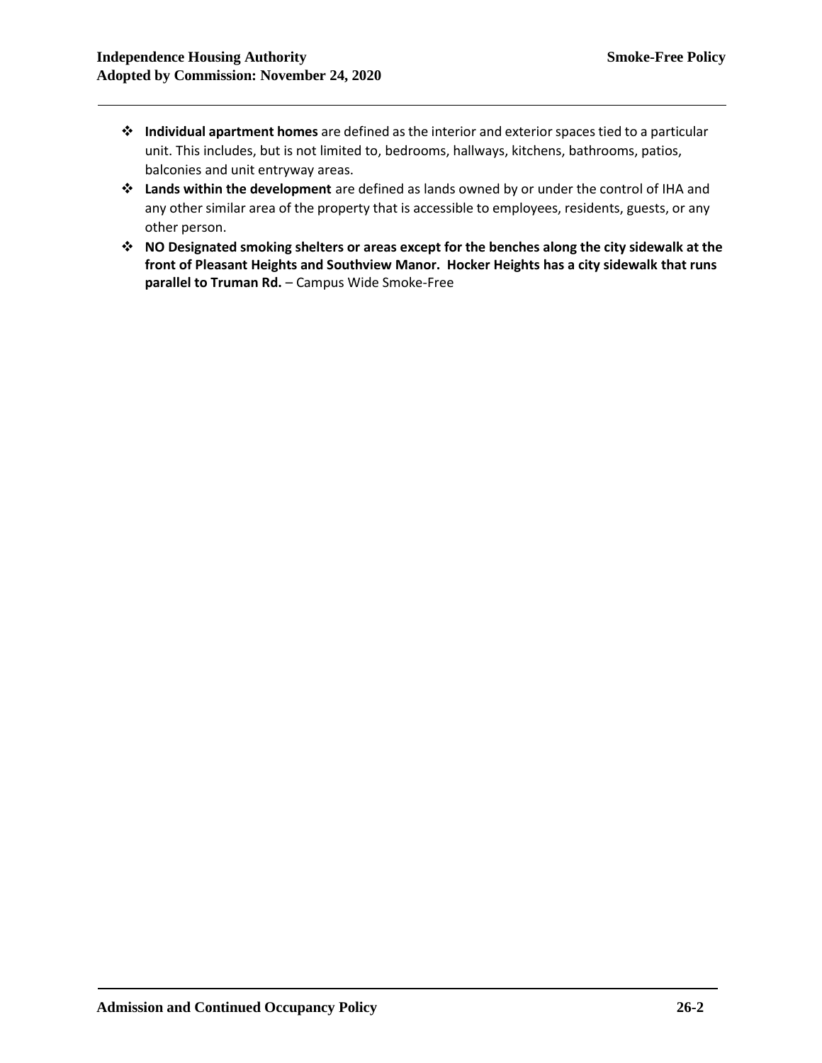- **Individual apartment homes** are defined as the interior and exterior spaces tied to a particular unit. This includes, but is not limited to, bedrooms, hallways, kitchens, bathrooms, patios, balconies and unit entryway areas.
- **Lands within the development** are defined as lands owned by or under the control of IHA and any other similar area of the property that is accessible to employees, residents, guests, or any other person.
- **NO Designated smoking shelters or areas except for the benches along the city sidewalk at the front of Pleasant Heights and Southview Manor. Hocker Heights has a city sidewalk that runs parallel to Truman Rd.** – Campus Wide Smoke-Free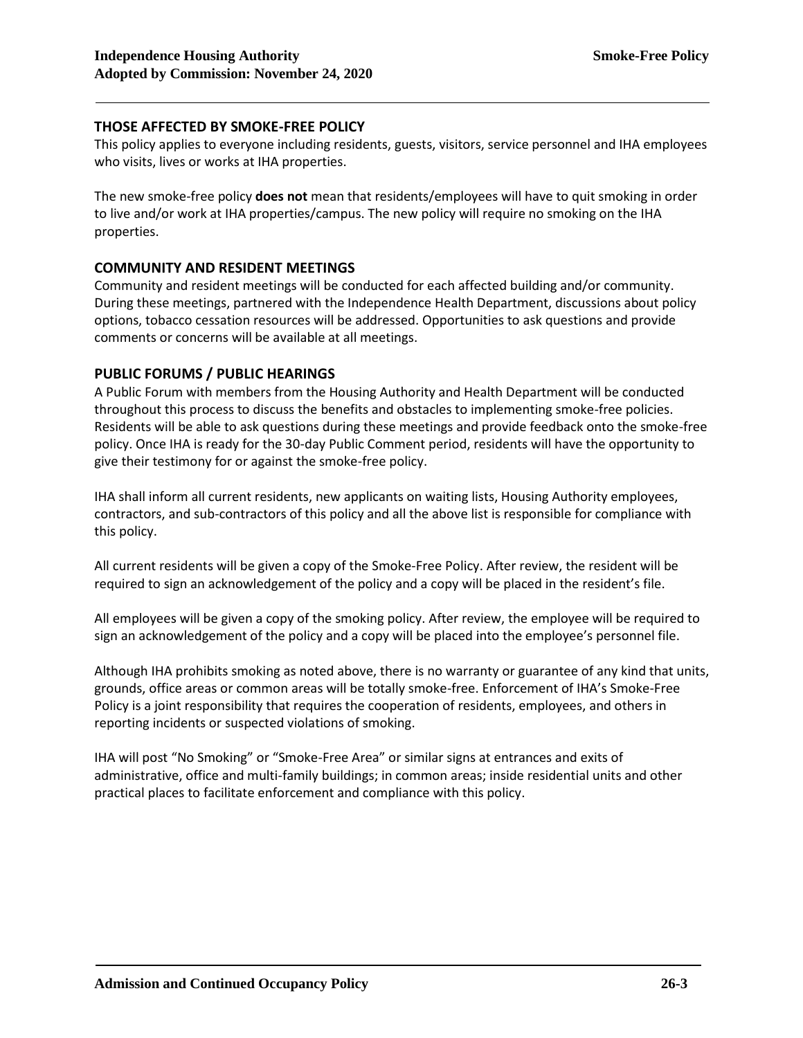## THOSE AFFECTED BY SMOKE-FREE POLICY

This policy applies to everyone including residents, guests, visitors, service personnel and IHA employees who visits, lives or works at IHA properties.

The new smoke-free policy **does not** mean that residents/employees will have to quit smoking in order to live and/or work at IHA properties/campus. The new policy will require no smoking on the IHA properties.

## COMMUNITY AND RESIDENT MEETINGS

Community and resident meetings will be conducted for each affected building and/or community. During these meetings, partnered with the Independence Health Department, discussions about policy options, tobacco cessation resources will be addressed. Opportunities to ask questions and provide comments or concerns will be available at all meetings.

## PUBLIC FORUMS / PUBLIC HEARINGS

A Public Forum with members from the Housing Authority and Health Department will be conducted throughout this process to discuss the benefits and obstacles to implementing smoke-free policies. Residents will be able to ask questions during these meetings and provide feedback onto the smoke-free policy. Once IHA is ready for the 30-day Public Comment period, residents will have the opportunity to give their testimony for or against the smoke-free policy.

IHA shall inform all current residents, new applicants on waiting lists, Housing Authority employees, contractors, and sub-contractors of this policy and all the above list is responsible for compliance with this policy.

All current residents will be given a copy of the Smoke-Free Policy. After review, the resident will be required to sign an acknowledgement of the policy and a copy will be placed in the resident's file.

All employees will be given a copy of the smoking policy. After review, the employee will be required to sign an acknowledgement of the policy and a copy will be placed into the employee's personnel file.

Although IHA prohibits smoking as noted above, there is no warranty or guarantee of any kind that units, grounds, office areas or common areas will be totally smoke-free. Enforcement of IHA's Smoke-Free Policy is a joint responsibility that requires the cooperation of residents, employees, and others in reporting incidents or suspected violations of smoking.

IHA will post "No Smoking" or "Smoke-Free Area" or similar signs at entrances and exits of administrative, office and multi-family buildings; in common areas; inside residential units and other practical places to facilitate enforcement and compliance with this policy.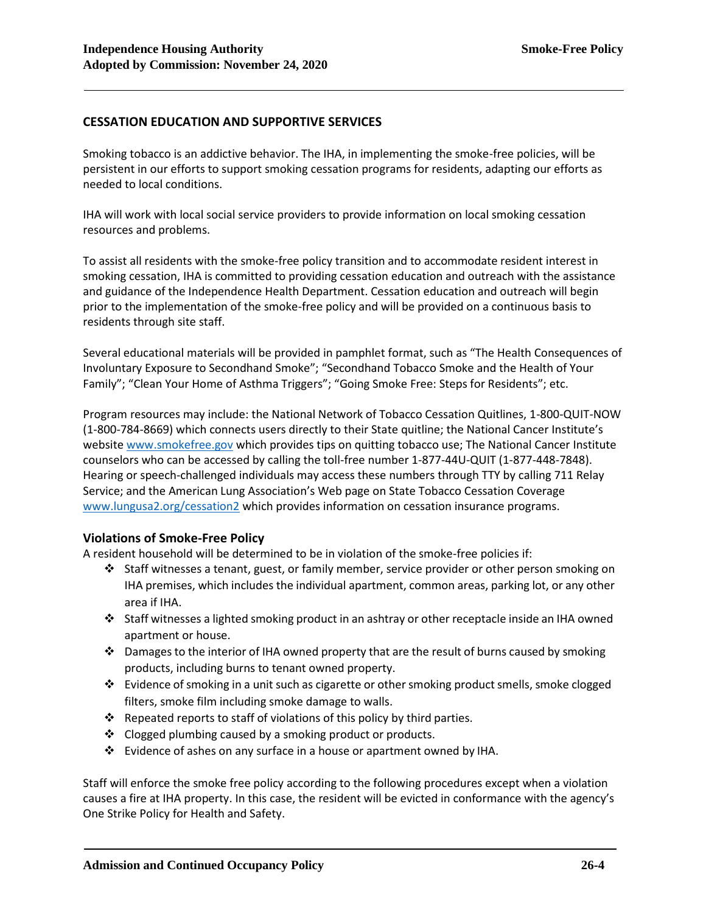## CESSATION EDUCATION AND SUPPORTIVE SERVICES

Smoking tobacco is an addictive behavior. The IHA, in implementing the smoke-free policies, will be persistent in our efforts to support smoking cessation programs for residents, adapting our efforts as needed to local conditions.

IHA will work with local social service providers to provide information on local smoking cessation resources and problems.

To assist all residents with the smoke-free policy transition and to accommodate resident interest in smoking cessation, IHA is committed to providing cessation education and outreach with the assistance and guidance of the Independence Health Department. Cessation education and outreach will begin prior to the implementation of the smoke-free policy and will be provided on a continuous basis to residents through site staff.

Several educational materials will be provided in pamphlet format, such as "The Health Consequences of Involuntary Exposure to Secondhand Smoke"; "Secondhand Tobacco Smoke and the Health of Your Family"; "Clean Your Home of Asthma Triggers"; "Going Smoke Free: Steps for Residents"; etc.

Program resources may include: the National Network of Tobacco Cessation Quitlines, 1-800-QUIT-NOW (1-800-784-8669) which connects users directly to their State quitline; the National Cancer Institute's website [www.smokefree.gov](http://www.smokefree.gov) which provides tips on quitting tobacco use; The National Cancer Institute counselors who can be accessed by calling the toll-free number 1-877-44U-QUIT (1-877-448-7848). Hearing or speech-challenged individuals may access these numbers through TTY by calling 711 Relay Service; and the American Lung Association's Web page on State Tobacco Cessation Coverage [www.lungusa2.org/cessation2](http://www.lungusa2.org/cessation2) which provides information on cessation insurance programs.

### Violations of Smoke-Free Policy

A resident household will be determined to be in violation of the smoke-free policies if:

- Staff witnesses a tenant, guest, or family member, service provider or other person smoking on IHA premises, which includes the individual apartment, common areas, parking lot, or any other area if IHA.
- Staff witnesses a lighted smoking product in an ashtray or other receptacle inside an IHA owned apartment or house.
- Damages to the interior of IHA owned property that are the result of burns caused by smoking products, including burns to tenant owned property.
- Evidence of smoking in a unit such as cigarette or other smoking product smells, smoke clogged filters, smoke film including smoke damage to walls.
- Repeated reports to staff of violations of this policy by third parties.
- Clogged plumbing caused by a smoking product or products.
- Evidence of ashes on any surface in a house or apartment owned by IHA.

Staff will enforce the smoke free policy according to the following procedures except when a violation causes a fire at IHA property. In this case, the resident will be evicted in conformance with the agency's One Strike Policy for Health and Safety.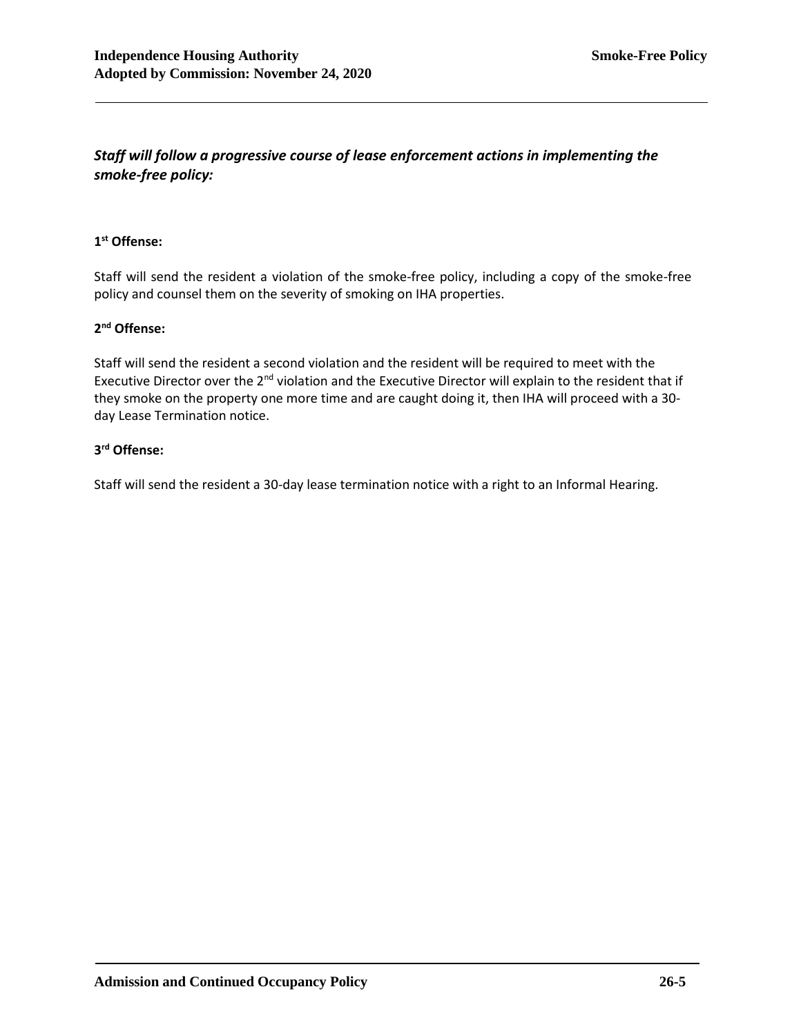***Staff will follow a progressive course of lease enforcement actions in implementing the smoke-free policy:***

**1st Offense:**

Staff will send the resident a violation of the smoke-free policy, including a copy of the smoke-free policy and counsel them on the severity of smoking on IHA properties.

**2nd Offense:**

Staff will send the resident a second violation and the resident will be required to meet with the Executive Director over the 2nd violation and the Executive Director will explain to the resident that if they smoke on the property one more time and are caught doing it, then IHA will proceed with a 30-day Lease Termination notice.

**3rd Offense:**

Staff will send the resident a 30-day lease termination notice with a right to an Informal Hearing.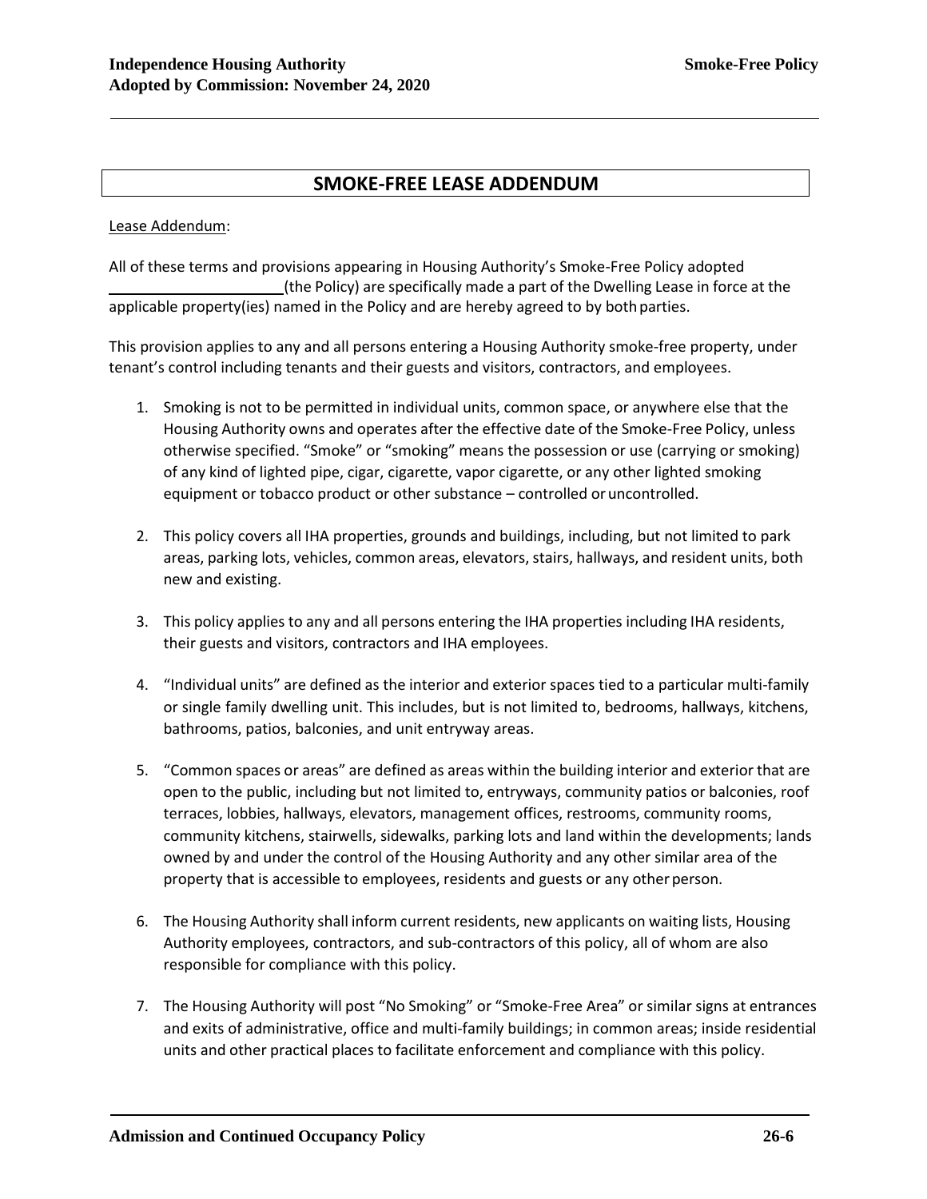## SMOKE-FREE LEASE ADDENDUM

Lease Addendum:

All of these terms and provisions appearing in Housing Authority's Smoke-Free Policy adopted \_\_\_\_\_\_\_\_\_\_\_\_\_\_\_\_\_\_\_\_\_\_(the Policy) are specifically made a part of the Dwelling Lease in force at the applicable property(ies) named in the Policy and are hereby agreed to by both parties.

This provision applies to any and all persons entering a Housing Authority smoke-free property, under tenant's control including tenants and their guests and visitors, contractors, and employees.

1. Smoking is not to be permitted in individual units, common space, or anywhere else that the Housing Authority owns and operates after the effective date of the Smoke-Free Policy, unless otherwise specified. "Smoke" or "smoking" means the possession or use (carrying or smoking) of any kind of lighted pipe, cigar, cigarette, vapor cigarette, or any other lighted smoking equipment or tobacco product or other substance – controlled or uncontrolled.

2. This policy covers all IHA properties, grounds and buildings, including, but not limited to park areas, parking lots, vehicles, common areas, elevators, stairs, hallways, and resident units, both new and existing.

3. This policy applies to any and all persons entering the IHA properties including IHA residents, their guests and visitors, contractors and IHA employees.

4. "Individual units" are defined as the interior and exterior spaces tied to a particular multi-family or single family dwelling unit. This includes, but is not limited to, bedrooms, hallways, kitchens, bathrooms, patios, balconies, and unit entryway areas.

5. "Common spaces or areas" are defined as areas within the building interior and exterior that are open to the public, including but not limited to, entryways, community patios or balconies, roof terraces, lobbies, hallways, elevators, management offices, restrooms, community rooms, community kitchens, stairwells, sidewalks, parking lots and land within the developments; lands owned by and under the control of the Housing Authority and any other similar area of the property that is accessible to employees, residents and guests or any other person.

6. The Housing Authority shall inform current residents, new applicants on waiting lists, Housing Authority employees, contractors, and sub-contractors of this policy, all of whom are also responsible for compliance with this policy.

7. The Housing Authority will post "No Smoking" or "Smoke-Free Area" or similar signs at entrances and exits of administrative, office and multi-family buildings; in common areas; inside residential units and other practical places to facilitate enforcement and compliance with this policy.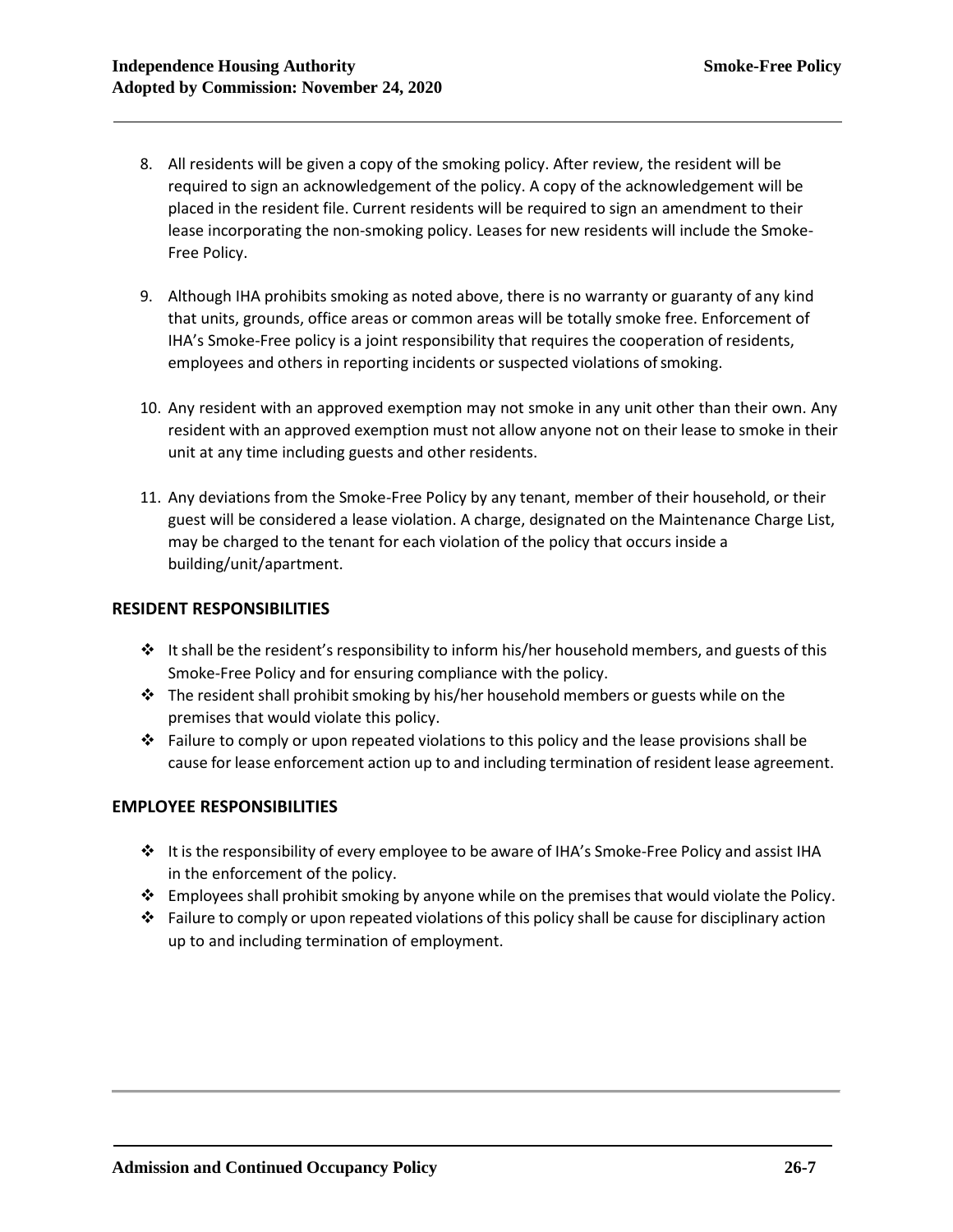8. All residents will be given a copy of the smoking policy. After review, the resident will be required to sign an acknowledgement of the policy. A copy of the acknowledgement will be placed in the resident file. Current residents will be required to sign an amendment to their lease incorporating the non-smoking policy. Leases for new residents will include the Smoke-Free Policy.

9. Although IHA prohibits smoking as noted above, there is no warranty or guaranty of any kind that units, grounds, office areas or common areas will be totally smoke free. Enforcement of IHA's Smoke-Free policy is a joint responsibility that requires the cooperation of residents, employees and others in reporting incidents or suspected violations of smoking.

10. Any resident with an approved exemption may not smoke in any unit other than their own. Any resident with an approved exemption must not allow anyone not on their lease to smoke in their unit at any time including guests and other residents.

11. Any deviations from the Smoke-Free Policy by any tenant, member of their household, or their guest will be considered a lease violation. A charge, designated on the Maintenance Charge List, may be charged to the tenant for each violation of the policy that occurs inside a building/unit/apartment.

## RESIDENT RESPONSIBILITIES

- It shall be the resident's responsibility to inform his/her household members, and guests of this Smoke-Free Policy and for ensuring compliance with the policy.
- The resident shall prohibit smoking by his/her household members or guests while on the premises that would violate this policy.
- Failure to comply or upon repeated violations to this policy and the lease provisions shall be cause for lease enforcement action up to and including termination of resident lease agreement.

## EMPLOYEE RESPONSIBILITIES

- It is the responsibility of every employee to be aware of IHA's Smoke-Free Policy and assist IHA in the enforcement of the policy.
- Employees shall prohibit smoking by anyone while on the premises that would violate the Policy.
- Failure to comply or upon repeated violations of this policy shall be cause for disciplinary action up to and including termination of employment.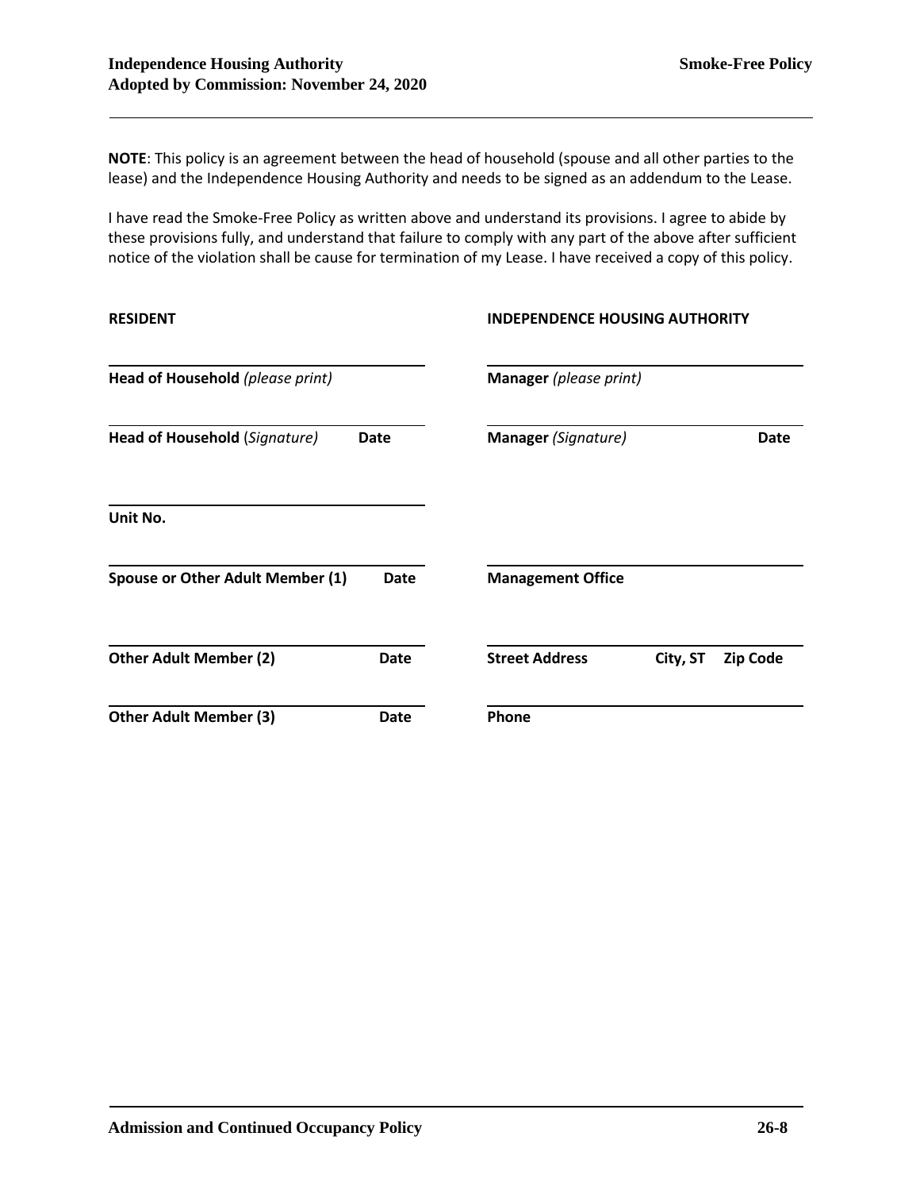**NOTE**: This policy is an agreement between the head of household (spouse and all other parties to the lease) and the Independence Housing Authority and needs to be signed as an addendum to the Lease.

I have read the Smoke-Free Policy as written above and understand its provisions. I agree to abide by these provisions fully, and understand that failure to comply with any part of the above after sufficient notice of the violation shall be cause for termination of my Lease. I have received a copy of this policy.

| **RESIDENT** | | **INDEPENDENCE HOUSING AUTHORITY** | | |
|---|---|---|---|---|
| **Head of Household** *(please print)* | | **Manager** *(please print)* | | |
| **Head of Household** (*Signature)* | **Date** | **Manager** *(Signature)* | | **Date** |
| **Unit No.** | | | | |
| **Spouse or Other Adult Member (1)** | **Date** | **Management Office** | | |
| **Other Adult Member (2)** | **Date** | **Street Address** | **City, ST** | **Zip Code** |
| **Other Adult Member (3)** | **Date** | **Phone** | | |